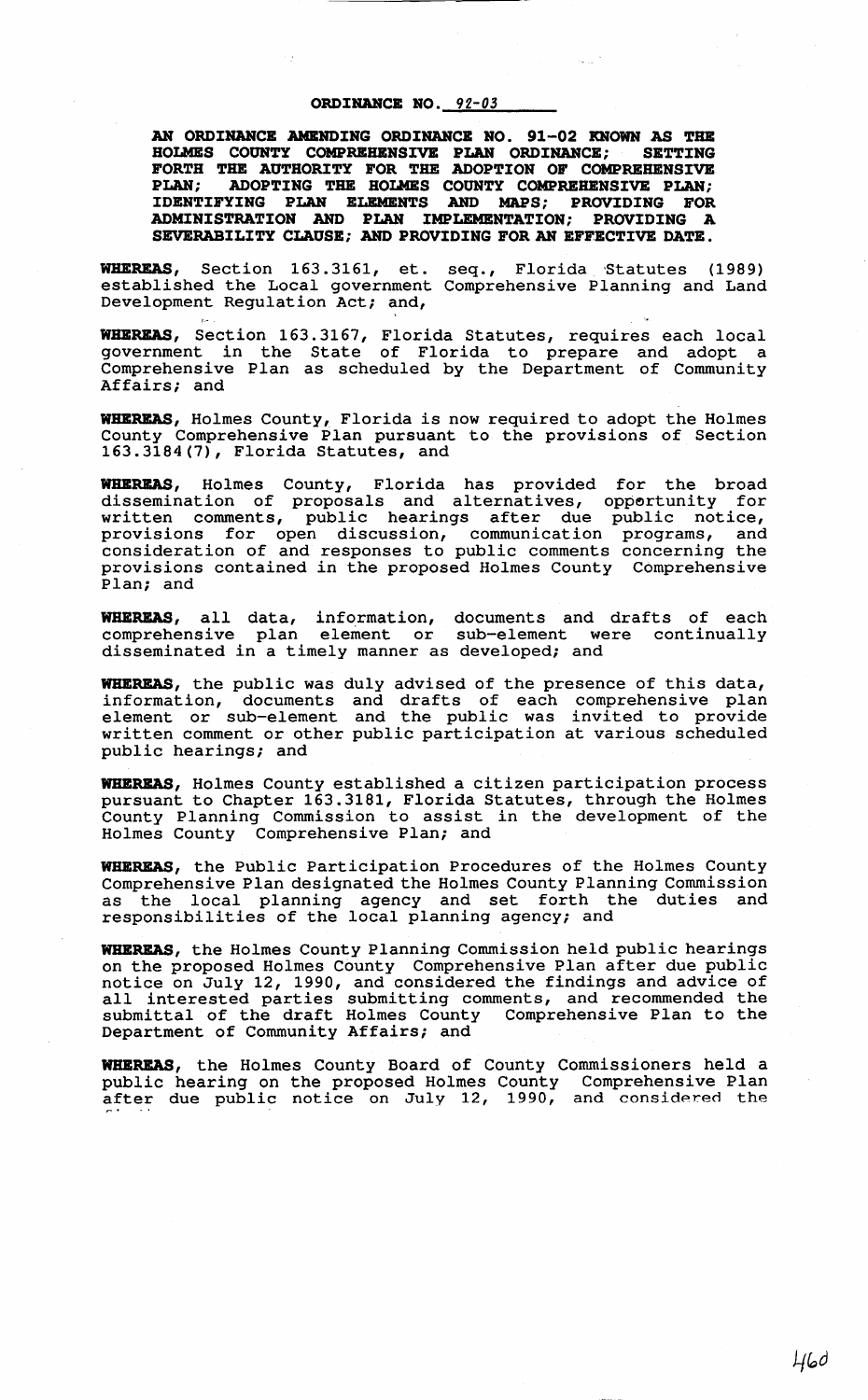**ORDINANCE NO. 92-03**

**AN ORDINANCE AMENDING ORDINANCE NO. 91-02 KNOWN AS THE HOLMES COUNTY COMPREHENSIVE PLAN ORDINANCE; SETTING FORTH THE AUTHORITY FOR THE ADOPTION OF COMPREHENSIVE PLAN; ADOPTING THE HOLMES COUNTY COMPREHENSIVE PLAN; IDENTIFYING PLAN ELEMENTS AND MAPS; PROVIDING FOR ADMINISTRATION AND PLAN IMPLEMENTATION; PROVIDING A SEVERABILITY CLAUSE; AND PROVIDING FOR AN EFFECTIVE DATE.**

**WHEREAS,** Section 163.3161, et. seq., Florida Statutes (1989) established the Local government Comprehensive Planning and Land Development Regulation Act; and,

**WHEREAS,** Section 163.3167, Florida Statutes, requires each local government in the State of Florida to prepare and adopt a Comprehensive Plan as scheduled by the Department of Community Affairs; and

**WHEREAS,** Holmes County, Florida is now required to adopt the Holmes County Comprehensive Plan pursuant to the provisions of Section 163.3184(7), Florida Statutes, and

**WHEREAS,** Holmes County, Florida has provided for the broad dissemination of proposals and alternatives, opportunity for written comments, public hearings after due public notice, provisions for open discussion, communication programs, and consideration of and responses to public comments concerning the provisions contained in the proposed Holmes County Comprehensive Plan; and

**WHEREAS,** all data, information, documents and drafts of each comprehensive plan element or sub-element were continually disseminated in a timely manner as developed; and

**WHEREAS,** the public was duly advised of the presence of this data, information, documents and drafts of each comprehensive plan element or sub-element and the public was invited to provide written comment or other public participation at various scheduled public hearings; and

**WHEREAS,** Holmes County established a citizen participation process pursuant to Chapter 163.3181, Florida Statutes, through the Holmes County Planning Commission to assist in the development of the Holmes County Comprehensive Plan; and

**WHEREAS,** the Public Participation Procedures of the Holmes County Comprehensive Plan designated the Holmes County Planning Commission as the local planning agency and set forth the duties and responsibilities of the local planning agency; and

**WHEREAS,** the Holmes County Planning Commission held public hearings on the proposed Holmes County Comprehensive Plan after due public notice on July 12, 1990, and considered the findings and advice of all interested parties submitting comments, and recommended the submittal of the draft Holmes County Comprehensive Plan to the Department of Community Affairs; and

**WHEREAS,** the Holmes County Board of County Commissioners held a public hearing on the proposed Holmes County Comprehensive Plan after due public notice on July 12, 1990, and considered the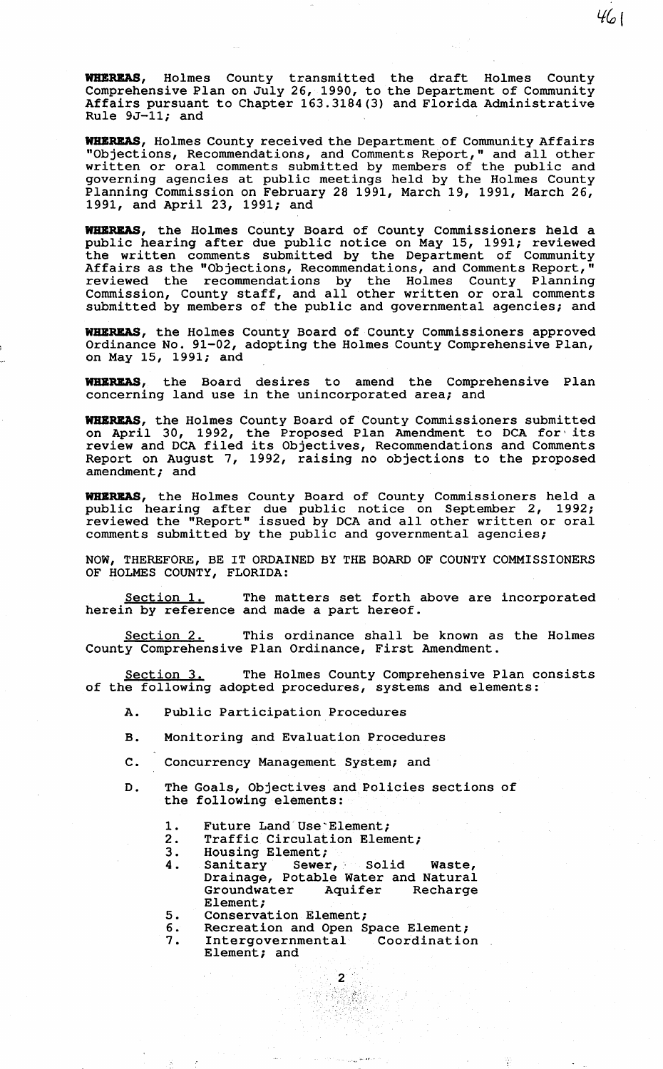**WHEREAS**, Holmes County transmitted the draft Holmes County Comprehensive Plan on July 26, 1990, to the Department of Community Affairs pursuant to Chapter 163.3184(3) and Florida Administrative Rule 9J-11; and

**WHEREAS**, Holmes County received the Department of Community Affairs "Objections, Recommendations, and Comments Report," and all other written or oral comments submitted by members of the public and governing agencies at public meetings held by the Holmes County Planning Commission on February 28 1991, March 19, 1991, March 26, 1991, and April 23, 1991; and

**WHEREAS**, the Holmes County Board of County Commissioners held a public hearing after due public notice on May 15, 1991; reviewed the written comments submitted by the Department of Community Affairs as the "Objections, Recommendations, and Comments Report," reviewed the recommendations by the Holmes County Planning Commission, County staff, and all other written or oral comments submitted by members of the public and governmental agencies; and

**WHEREAS**, the Holmes County Board of County Commissioners approved Ordinance No. 91-02, adopting the Holmes County Comprehensive Plan, on May 15, 1991; and

**WHEREAS**, the Board desires to amend the Comprehensive Plan concerning land use in the unincorporated area; and

**WHEREAS**, the Holmes County Board of County Commissioners submitted on April 30, 1992, the Proposed Plan Amendment to DCA for its review and DCA filed its Objectives, Recommendations and Comments Report on August 7, 1992, raising no objections to the proposed amendment; and

**WHEREAS**, the Holmes County Board of County Commissioners held a public hearing after due public notice on September 2, 1992; reviewed the "Report" issued by DCA and all other written or oral comments submitted by the public and governmental agencies;

NOW, THEREFORE, BE IT ORDAINED BY THE BOARD OF COUNTY COMMISSIONERS OF HOLMES COUNTY, FLORIDA:

Section 1. The matters set forth above are incorporated herein by reference and made a part hereof.

Section 2. This ordinance shall be known as the Holmes County Comprehensive Plan Ordinance, First Amendment.

Section 3. The Holmes County Comprehensive Plan consists of the following adopted procedures, systems and elements:

A. Public Participation Procedures

B. Monitoring and Evaluation Procedures

C. Concurrency Management System; and

D. The Goals, Objectives and Policies sections of the following elements:

1. Future Land Use Element;
2. Traffic Circulation Element;
3. Housing Element;
4. Sanitary Sewer, Solid Waste, Drainage, Potable Water and Natural Groundwater Aquifer Recharge Element;
5. Conservation Element;
6. Recreation and Open Space Element;
7. Intergovernmental Coordination Element; and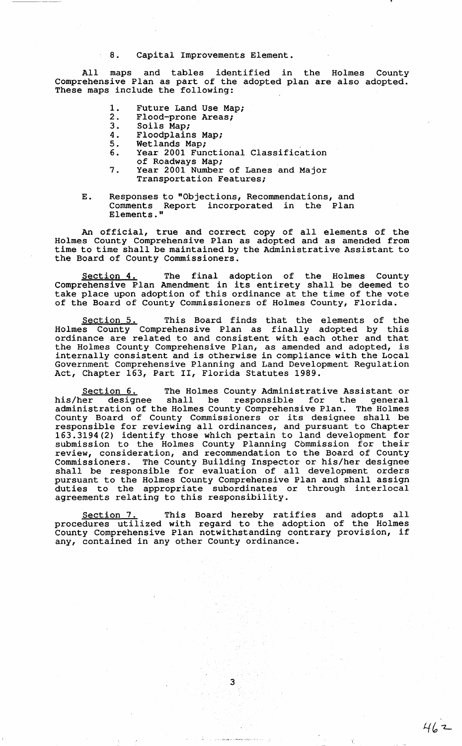8. Capital Improvements Element.

All maps and tables identified in the Holmes County Comprehensive Plan as part of the adopted plan are also adopted. These maps include the following:

1. Future Land Use Map;
2. Flood-prone Areas;
3. Soils Map;
4. Floodplains Map;
5. Wetlands Map;
6. Year 2001 Functional Classification of Roadways Map;
7. Year 2001 Number of Lanes and Major Transportation Features;

E. Responses to "Objections, Recommendations, and Comments Report incorporated in the Plan Elements."

An official, true and correct copy of all elements of the Holmes County Comprehensive Plan as adopted and as amended from time to time shall be maintained by the Administrative Assistant to the Board of County Commissioners.

Section 4. The final adoption of the Holmes County Comprehensive Plan Amendment in its entirety shall be deemed to take place upon adoption of this ordinance at the time of the vote of the Board of County Commissioners of Holmes County, Florida.

Section 5. This Board finds that the elements of the Holmes County Comprehensive Plan as finally adopted by this ordinance are related to and consistent with each other and that the Holmes County Comprehensive Plan, as amended and adopted, is internally consistent and is otherwise in compliance with the Local Government Comprehensive Planning and Land Development Regulation Act, Chapter 163, Part II, Florida Statutes 1989.

Section 6. The Holmes County Administrative Assistant or his/her designee shall be responsible for the general administration of the Holmes County Comprehensive Plan. The Holmes County Board of County Commissioners or its designee shall be responsible for reviewing all ordinances, and pursuant to Chapter 163.3194(2) identify those which pertain to land development for submission to the Holmes County Planning Commission for their review, consideration, and recommendation to the Board of County Commissioners. The County Building Inspector or his/her designee shall be responsible for evaluation of all development orders pursuant to the Holmes County Comprehensive Plan and shall assign duties to the appropriate subordinates or through interlocal agreements relating to this responsibility.

Section 7. This Board hereby ratifies and adopts all procedures utilized with regard to the adoption of the Holmes County Comprehensive Plan notwithstanding contrary provision, if any, contained in any other County ordinance.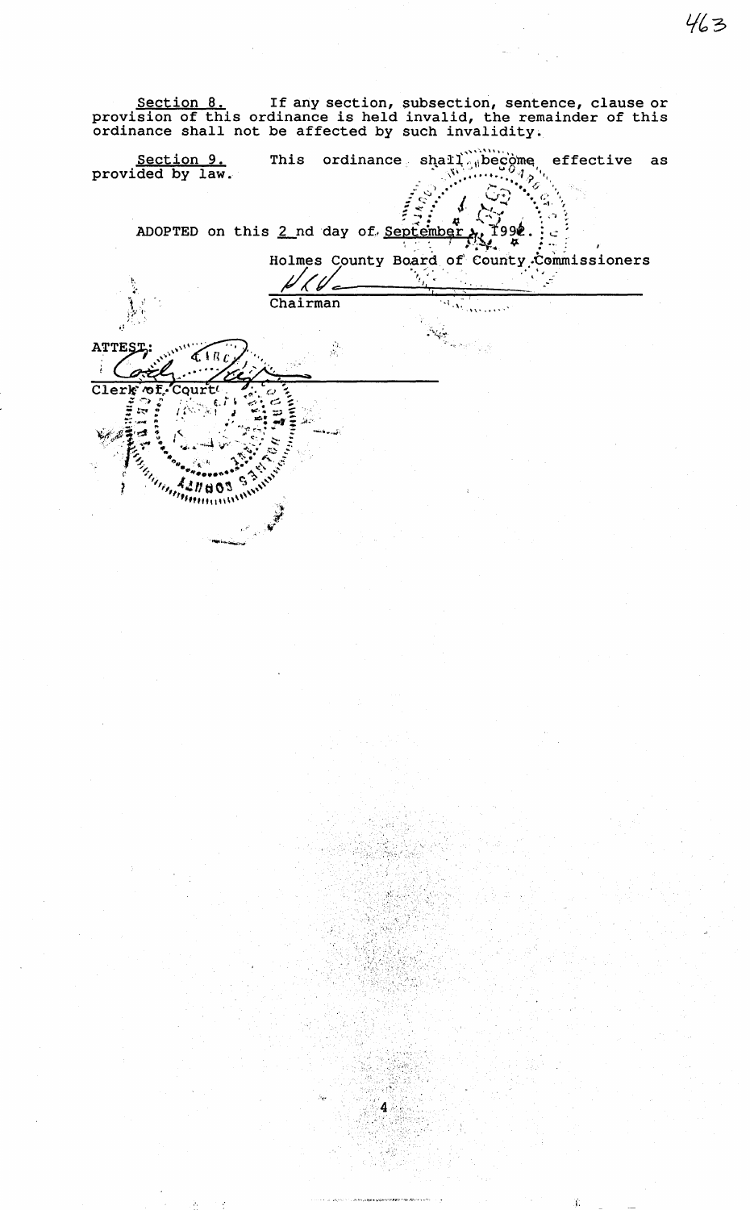Section 8. If any section, subsection, sentence, clause or provision of this ordinance is held invalid, the remainder of this ordinance shall not be affected by such invalidity.

Section 9. This ordinance shall become effective as provided by law.

ADOPTED on this 2 nd day of September, 1992.

Holmes County Board of County Commissioners

Chairman

ATTEST:

Clerk of Court